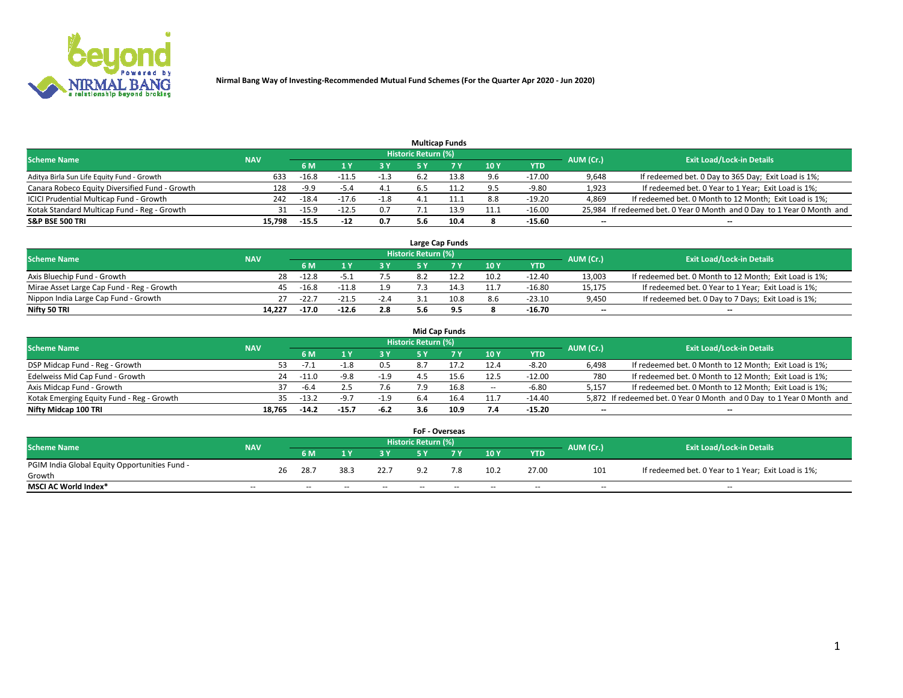**Nirmal Bang Way of Investing-Recommended Mutual Fund Schemes (For the Quarter Apr 2020 - Jun 2020)**

### Multicap Funds

| Scheme Name | NAV | Historic Return (%) | | | | | | | AUM (Cr.) | Exit Load/Lock-in Details |
|---|---|---|---|---|---|---|---|---|---|---|
| | | 6 M | 1 Y | 3 Y | 5 Y | 7 Y | 10 Y | YTD | | |
| Aditya Birla Sun Life Equity Fund - Growth | 633 | -16.8 | -11.5 | -1.3 | 6.2 | 13.8 | 9.6 | -17.00 | 9,648 | If redeemed bet. 0 Day to 365 Day; Exit Load is 1%; |
| Canara Robeco Equity Diversified Fund - Growth | 128 | -9.9 | -5.4 | 4.1 | 6.5 | 11.2 | 9.5 | -9.80 | 1,923 | If redeemed bet. 0 Year to 1 Year; Exit Load is 1%; |
| ICICI Prudential Multicap Fund - Growth | 242 | -18.4 | -17.6 | -1.8 | 4.1 | 11.1 | 8.8 | -19.20 | 4,869 | If redeemed bet. 0 Month to 12 Month; Exit Load is 1%; |
| Kotak Standard Multicap Fund - Reg - Growth | 31 | -15.9 | -12.5 | 0.7 | 7.1 | 13.9 | 11.1 | -16.00 | 25,984 | If redeemed bet. 0 Year 0 Month and 0 Day to 1 Year 0 Month and |
| **S&P BSE 500 TRI** | **15,798** | **-15.5** | **-12** | **0.7** | **5.6** | **10.4** | **8** | **-15.60** | **--** | **--** |

### Large Cap Funds

| Scheme Name | NAV | Historic Return (%) | | | | | | | AUM (Cr.) | Exit Load/Lock-in Details |
|---|---|---|---|---|---|---|---|---|---|---|
| | | 6 M | 1 Y | 3 Y | 5 Y | 7 Y | 10 Y | YTD | | |
| Axis Bluechip Fund - Growth | 28 | -12.8 | -5.1 | 7.5 | 8.2 | 12.2 | 10.2 | -12.40 | 13,003 | If redeemed bet. 0 Month to 12 Month; Exit Load is 1%; |
| Mirae Asset Large Cap Fund - Reg - Growth | 45 | -16.8 | -11.8 | 1.9 | 7.3 | 14.3 | 11.7 | -16.80 | 15,175 | If redeemed bet. 0 Year to 1 Year; Exit Load is 1%; |
| Nippon India Large Cap Fund - Growth | 27 | -22.7 | -21.5 | -2.4 | 3.1 | 10.8 | 8.6 | -23.10 | 9,450 | If redeemed bet. 0 Day to 7 Days; Exit Load is 1%; |
| **Nifty 50 TRI** | **14,227** | **-17.0** | **-12.6** | **2.8** | **5.6** | **9.5** | **8** | **-16.70** | **--** | **--** |

### Mid Cap Funds

| Scheme Name | NAV | Historic Return (%) | | | | | | | AUM (Cr.) | Exit Load/Lock-in Details |
|---|---|---|---|---|---|---|---|---|---|---|
| | | 6 M | 1 Y | 3 Y | 5 Y | 7 Y | 10 Y | YTD | | |
| DSP Midcap Fund - Reg - Growth | 53 | -7.1 | -1.8 | 0.5 | 8.7 | 17.2 | 12.4 | -8.20 | 6,498 | If redeemed bet. 0 Month to 12 Month; Exit Load is 1%; |
| Edelweiss Mid Cap Fund - Growth | 24 | -11.0 | -9.8 | -1.9 | 4.5 | 15.6 | 12.5 | -12.00 | 780 | If redeemed bet. 0 Month to 12 Month; Exit Load is 1%; |
| Axis Midcap Fund - Growth | 37 | -6.4 | 2.5 | 7.6 | 7.9 | 16.8 | -- | -6.80 | 5,157 | If redeemed bet. 0 Month to 12 Month; Exit Load is 1%; |
| Kotak Emerging Equity Fund - Reg - Growth | 35 | -13.2 | -9.7 | -1.9 | 6.4 | 16.4 | 11.7 | -14.40 | 5,872 | If redeemed bet. 0 Year 0 Month and 0 Day to 1 Year 0 Month and |
| **Nifty Midcap 100 TRI** | **18,765** | **-14.2** | **-15.7** | **-6.2** | **3.6** | **10.9** | **7.4** | **-15.20** | **--** | **--** |

### FoF - Overseas

| Scheme Name | NAV | Historic Return (%) | | | | | | | AUM (Cr.) | Exit Load/Lock-in Details |
|---|---|---|---|---|---|---|---|---|---|---|
| | | 6 M | 1 Y | 3 Y | 5 Y | 7 Y | 10 Y | YTD | | |
| PGIM India Global Equity Opportunities Fund - Growth | 26 | 28.7 | 38.3 | 22.7 | 9.2 | 7.8 | 10.2 | 27.00 | 101 | If redeemed bet. 0 Year to 1 Year; Exit Load is 1%; |
| **MSCI AC World Index*** | -- | -- | -- | -- | -- | -- | -- | -- | -- | -- |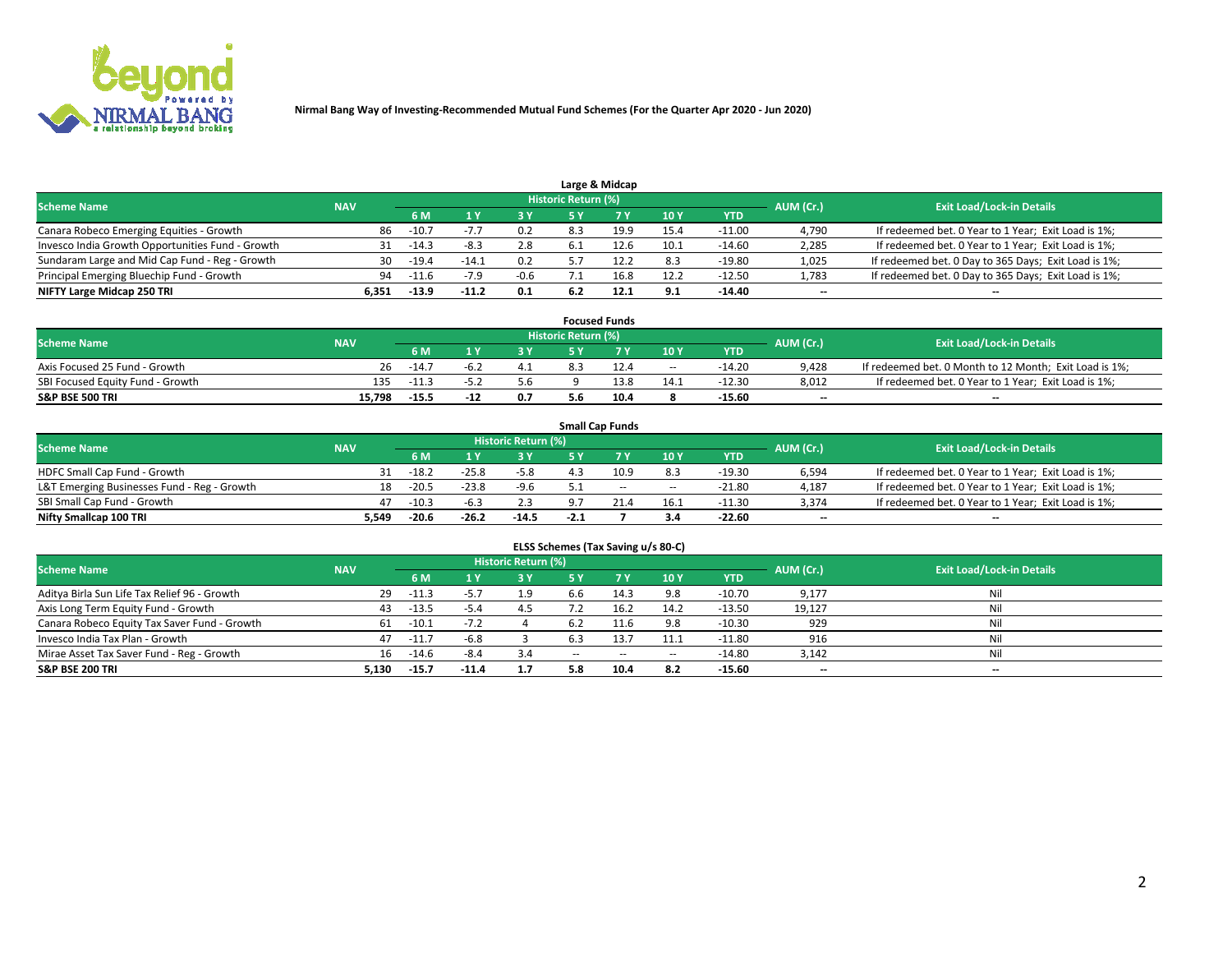Nirmal Bang Way of Investing-Recommended Mutual Fund Schemes (For the Quarter Apr 2020 - Jun 2020)

## Large & Midcap

| Scheme Name | NAV | Historic Return (%) | | | | | | | AUM (Cr.) | Exit Load/Lock-in Details |
|---|---|---|---|---|---|---|---|---|---|---|
| | | 6 M | 1 Y | 3 Y | 5 Y | 7 Y | 10 Y | YTD | | |
| Canara Robeco Emerging Equities - Growth | 86 | -10.7 | -7.7 | 0.2 | 8.3 | 19.9 | 15.4 | -11.00 | 4,790 | If redeemed bet. 0 Year to 1 Year; Exit Load is 1%; |
| Invesco India Growth Opportunities Fund - Growth | 31 | -14.3 | -8.3 | 2.8 | 6.1 | 12.6 | 10.1 | -14.60 | 2,285 | If redeemed bet. 0 Year to 1 Year; Exit Load is 1%; |
| Sundaram Large and Mid Cap Fund - Reg - Growth | 30 | -19.4 | -14.1 | 0.2 | 5.7 | 12.2 | 8.3 | -19.80 | 1,025 | If redeemed bet. 0 Day to 365 Days; Exit Load is 1%; |
| Principal Emerging Bluechip Fund - Growth | 94 | -11.6 | -7.9 | -0.6 | 7.1 | 16.8 | 12.2 | -12.50 | 1,783 | If redeemed bet. 0 Day to 365 Days; Exit Load is 1%; |
| **NIFTY Large Midcap 250 TRI** | **6,351** | **-13.9** | **-11.2** | **0.1** | **6.2** | **12.1** | **9.1** | **-14.40** | **--** | **--** |

## Focused Funds

| Scheme Name | NAV | Historic Return (%) | | | | | | | AUM (Cr.) | Exit Load/Lock-in Details |
|---|---|---|---|---|---|---|---|---|---|---|
| | | 6 M | 1 Y | 3 Y | 5 Y | 7 Y | 10 Y | YTD | | |
| Axis Focused 25 Fund - Growth | 26 | -14.7 | -6.2 | 4.1 | 8.3 | 12.4 | -- | -14.20 | 9,428 | If redeemed bet. 0 Month to 12 Month; Exit Load is 1%; |
| SBI Focused Equity Fund - Growth | 135 | -11.3 | -5.2 | 5.6 | 9 | 13.8 | 14.1 | -12.30 | 8,012 | If redeemed bet. 0 Year to 1 Year; Exit Load is 1%; |
| **S&P BSE 500 TRI** | **15,798** | **-15.5** | **-12** | **0.7** | **5.6** | **10.4** | **8** | **-15.60** | **--** | **--** |

## Small Cap Funds

| Scheme Name | NAV | Historic Return (%) | | | | | | | AUM (Cr.) | Exit Load/Lock-in Details |
|---|---|---|---|---|---|---|---|---|---|---|
| | | 6 M | 1 Y | 3 Y | 5 Y | 7 Y | 10 Y | YTD | | |
| HDFC Small Cap Fund - Growth | 31 | -18.2 | -25.8 | -5.8 | 4.3 | 10.9 | 8.3 | -19.30 | 6,594 | If redeemed bet. 0 Year to 1 Year; Exit Load is 1%; |
| L&T Emerging Businesses Fund - Reg - Growth | 18 | -20.5 | -23.8 | -9.6 | 5.1 | -- | -- | -21.80 | 4,187 | If redeemed bet. 0 Year to 1 Year; Exit Load is 1%; |
| SBI Small Cap Fund - Growth | 47 | -10.3 | -6.3 | 2.3 | 9.7 | 21.4 | 16.1 | -11.30 | 3,374 | If redeemed bet. 0 Year to 1 Year; Exit Load is 1%; |
| **Nifty Smallcap 100 TRI** | **5,549** | **-20.6** | **-26.2** | **-14.5** | **-2.1** | **7** | **3.4** | **-22.60** | **--** | **--** |

## ELSS Schemes (Tax Saving u/s 80-C)

| Scheme Name | NAV | Historic Return (%) | | | | | | | AUM (Cr.) | Exit Load/Lock-in Details |
|---|---|---|---|---|---|---|---|---|---|---|
| | | 6 M | 1 Y | 3 Y | 5 Y | 7 Y | 10 Y | YTD | | |
| Aditya Birla Sun Life Tax Relief 96 - Growth | 29 | -11.3 | -5.7 | 1.9 | 6.6 | 14.3 | 9.8 | -10.70 | 9,177 | Nil |
| Axis Long Term Equity Fund - Growth | 43 | -13.5 | -5.4 | 4.5 | 7.2 | 16.2 | 14.2 | -13.50 | 19,127 | Nil |
| Canara Robeco Equity Tax Saver Fund - Growth | 61 | -10.1 | -7.2 | 4 | 6.2 | 11.6 | 9.8 | -10.30 | 929 | Nil |
| Invesco India Tax Plan - Growth | 47 | -11.7 | -6.8 | 3 | 6.3 | 13.7 | 11.1 | -11.80 | 916 | Nil |
| Mirae Asset Tax Saver Fund - Reg - Growth | 16 | -14.6 | -8.4 | 3.4 | -- | -- | -- | -14.80 | 3,142 | Nil |
| **S&P BSE 200 TRI** | **5,130** | **-15.7** | **-11.4** | **1.7** | **5.8** | **10.4** | **8.2** | **-15.60** | **--** | **--** |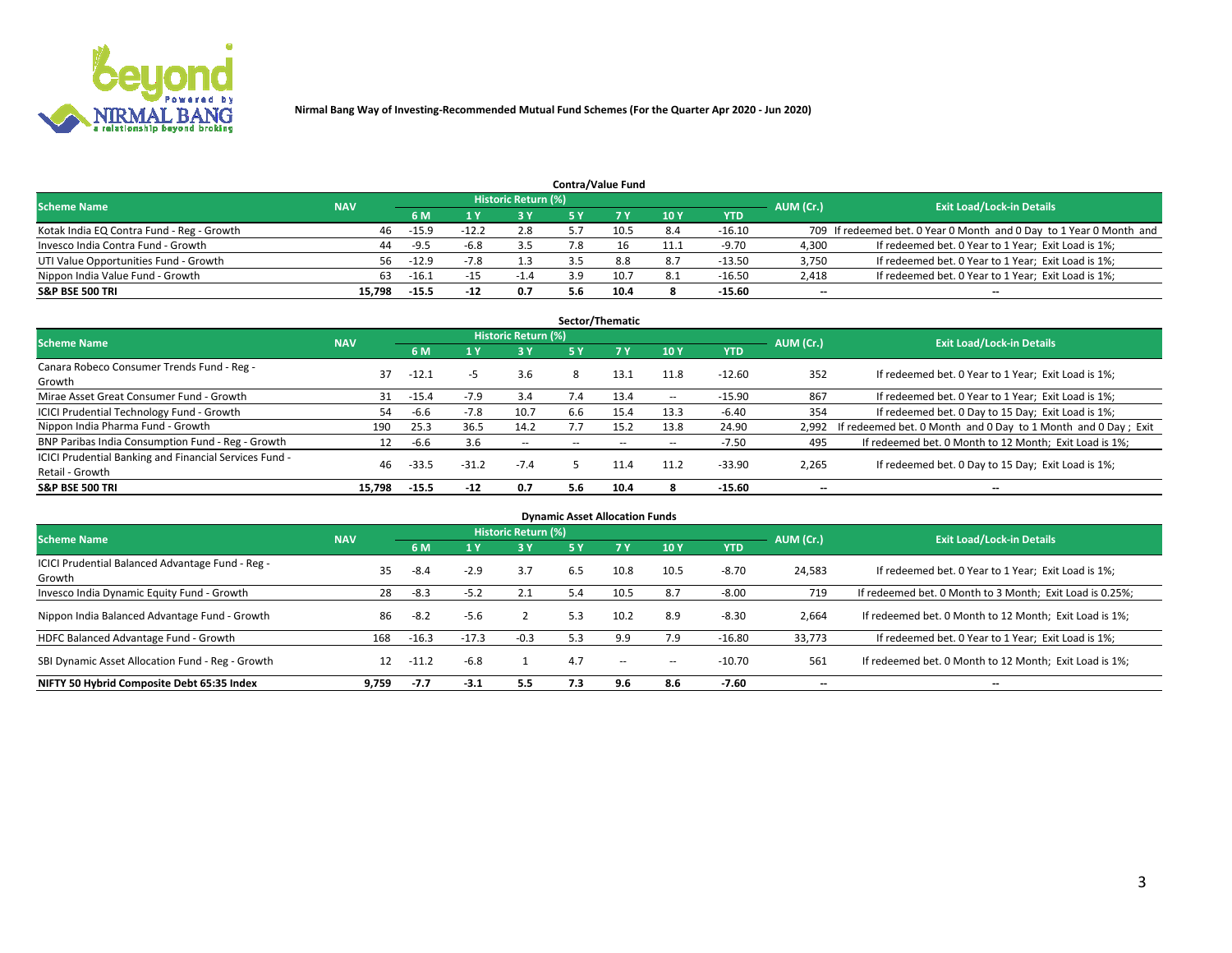Nirmal Bang Way of Investing-Recommended Mutual Fund Schemes (For the Quarter Apr 2020 - Jun 2020)

## Contra/Value Fund

| Scheme Name | NAV | Historic Return (%) | | | | | | | AUM (Cr.) | Exit Load/Lock-in Details |
|---|---|---|---|---|---|---|---|---|---|---|
| | | 6 M | 1 Y | 3 Y | 5 Y | 7 Y | 10 Y | YTD | | |
| Kotak India EQ Contra Fund - Reg - Growth | 46 | -15.9 | -12.2 | 2.8 | 5.7 | 10.5 | 8.4 | -16.10 | 709 | If redeemed bet. 0 Year 0 Month and 0 Day to 1 Year 0 Month and |
| Invesco India Contra Fund - Growth | 44 | -9.5 | -6.8 | 3.5 | 7.8 | 16 | 11.1 | -9.70 | 4,300 | If redeemed bet. 0 Year to 1 Year; Exit Load is 1%; |
| UTI Value Opportunities Fund - Growth | 56 | -12.9 | -7.8 | 1.3 | 3.5 | 8.8 | 8.7 | -13.50 | 3,750 | If redeemed bet. 0 Year to 1 Year; Exit Load is 1%; |
| Nippon India Value Fund - Growth | 63 | -16.1 | -15 | -1.4 | 3.9 | 10.7 | 8.1 | -16.50 | 2,418 | If redeemed bet. 0 Year to 1 Year; Exit Load is 1%; |
| **S&P BSE 500 TRI** | **15,798** | **-15.5** | **-12** | **0.7** | **5.6** | **10.4** | **8** | **-15.60** | **--** | **--** |

## Sector/Thematic

| Scheme Name | NAV | Historic Return (%) | | | | | | | AUM (Cr.) | Exit Load/Lock-in Details |
|---|---|---|---|---|---|---|---|---|---|---|
| | | 6 M | 1 Y | 3 Y | 5 Y | 7 Y | 10 Y | YTD | | |
| Canara Robeco Consumer Trends Fund - Reg - Growth | 37 | -12.1 | -5 | 3.6 | 8 | 13.1 | 11.8 | -12.60 | 352 | If redeemed bet. 0 Year to 1 Year; Exit Load is 1%; |
| Mirae Asset Great Consumer Fund - Growth | 31 | -15.4 | -7.9 | 3.4 | 7.4 | 13.4 | -- | -15.90 | 867 | If redeemed bet. 0 Year to 1 Year; Exit Load is 1%; |
| ICICI Prudential Technology Fund - Growth | 54 | -6.6 | -7.8 | 10.7 | 6.6 | 15.4 | 13.3 | -6.40 | 354 | If redeemed bet. 0 Day to 15 Day; Exit Load is 1%; |
| Nippon India Pharma Fund - Growth | 190 | 25.3 | 36.5 | 14.2 | 7.7 | 15.2 | 13.8 | 24.90 | 2,992 | If redeemed bet. 0 Month and 0 Day to 1 Month and 0 Day ; Exit |
| BNP Paribas India Consumption Fund - Reg - Growth | 12 | -6.6 | 3.6 | -- | -- | -- | -- | -7.50 | 495 | If redeemed bet. 0 Month to 12 Month; Exit Load is 1%; |
| ICICI Prudential Banking and Financial Services Fund - Retail - Growth | 46 | -33.5 | -31.2 | -7.4 | 5 | 11.4 | 11.2 | -33.90 | 2,265 | If redeemed bet. 0 Day to 15 Day; Exit Load is 1%; |
| **S&P BSE 500 TRI** | **15,798** | **-15.5** | **-12** | **0.7** | **5.6** | **10.4** | **8** | **-15.60** | **--** | **--** |

## Dynamic Asset Allocation Funds

| Scheme Name | NAV | Historic Return (%) | | | | | | | AUM (Cr.) | Exit Load/Lock-in Details |
|---|---|---|---|---|---|---|---|---|---|---|
| | | 6 M | 1 Y | 3 Y | 5 Y | 7 Y | 10 Y | YTD | | |
| ICICI Prudential Balanced Advantage Fund - Reg - Growth | 35 | -8.4 | -2.9 | 3.7 | 6.5 | 10.8 | 10.5 | -8.70 | 24,583 | If redeemed bet. 0 Year to 1 Year; Exit Load is 1%; |
| Invesco India Dynamic Equity Fund - Growth | 28 | -8.3 | -5.2 | 2.1 | 5.4 | 10.5 | 8.7 | -8.00 | 719 | If redeemed bet. 0 Month to 3 Month; Exit Load is 0.25%; |
| Nippon India Balanced Advantage Fund - Growth | 86 | -8.2 | -5.6 | 2 | 5.3 | 10.2 | 8.9 | -8.30 | 2,664 | If redeemed bet. 0 Month to 12 Month; Exit Load is 1%; |
| HDFC Balanced Advantage Fund - Growth | 168 | -16.3 | -17.3 | -0.3 | 5.3 | 9.9 | 7.9 | -16.80 | 33,773 | If redeemed bet. 0 Year to 1 Year; Exit Load is 1%; |
| SBI Dynamic Asset Allocation Fund - Reg - Growth | 12 | -11.2 | -6.8 | 1 | 4.7 | -- | -- | -10.70 | 561 | If redeemed bet. 0 Month to 12 Month; Exit Load is 1%; |
| **NIFTY 50 Hybrid Composite Debt 65:35 Index** | **9,759** | **-7.7** | **-3.1** | **5.5** | **7.3** | **9.6** | **8.6** | **-7.60** | **--** | **--** |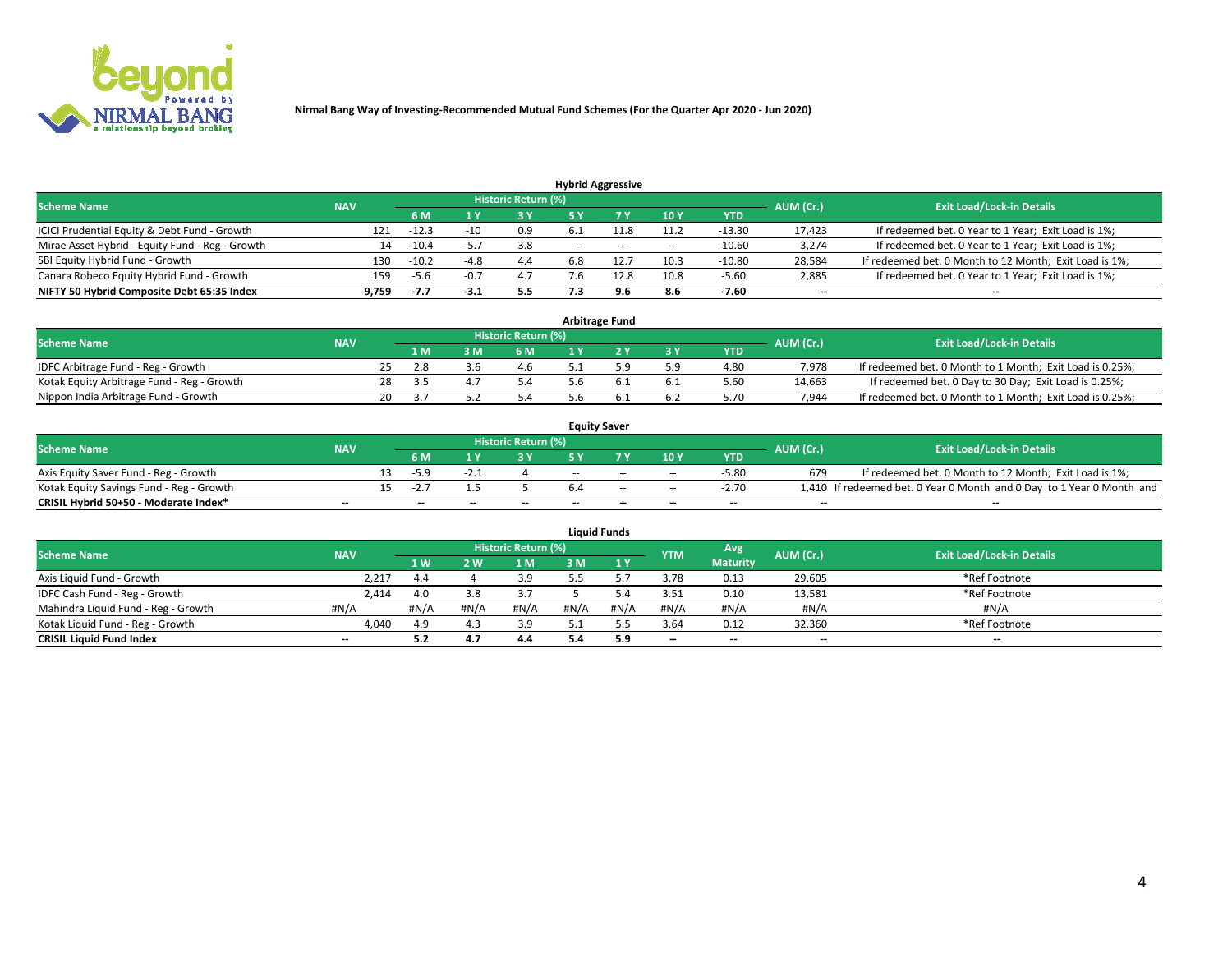Nirmal Bang Way of Investing-Recommended Mutual Fund Schemes (For the Quarter Apr 2020 - Jun 2020)

## Hybrid Aggressive

| Scheme Name | NAV | Historic Return (%) | | | | | | | AUM (Cr.) | Exit Load/Lock-in Details |
|---|---|---|---|---|---|---|---|---|---|---|
| | | 6 M | 1 Y | 3 Y | 5 Y | 7 Y | 10 Y | YTD | | |
| ICICI Prudential Equity & Debt Fund - Growth | 121 | -12.3 | -10 | 0.9 | 6.1 | 11.8 | 11.2 | -13.30 | 17,423 | If redeemed bet. 0 Year to 1 Year; Exit Load is 1%; |
| Mirae Asset Hybrid - Equity Fund - Reg - Growth | 14 | -10.4 | -5.7 | 3.8 | -- | -- | -- | -10.60 | 3,274 | If redeemed bet. 0 Year to 1 Year; Exit Load is 1%; |
| SBI Equity Hybrid Fund - Growth | 130 | -10.2 | -4.8 | 4.4 | 6.8 | 12.7 | 10.3 | -10.80 | 28,584 | If redeemed bet. 0 Month to 12 Month; Exit Load is 1%; |
| Canara Robeco Equity Hybrid Fund - Growth | 159 | -5.6 | -0.7 | 4.7 | 7.6 | 12.8 | 10.8 | -5.60 | 2,885 | If redeemed bet. 0 Year to 1 Year; Exit Load is 1%; |
| **NIFTY 50 Hybrid Composite Debt 65:35 Index** | **9,759** | **-7.7** | **-3.1** | **5.5** | **7.3** | **9.6** | **8.6** | **-7.60** | **--** | **--** |

## Arbitrage Fund

| Scheme Name | NAV | Historic Return (%) | | | | | | AUM (Cr.) | Exit Load/Lock-in Details |
|---|---|---|---|---|---|---|---|---|---|
| | | 1 M | 3 M | 6 M | 1 Y | 2 Y | 3 Y | YTD | | |
| IDFC Arbitrage Fund - Reg - Growth | 25 | 2.8 | 3.6 | 4.6 | 5.1 | 5.9 | 5.9 | 4.80 | 7,978 | If redeemed bet. 0 Month to 1 Month; Exit Load is 0.25%; |
| Kotak Equity Arbitrage Fund - Reg - Growth | 28 | 3.5 | 4.7 | 5.4 | 5.6 | 6.1 | 6.1 | 5.60 | 14,663 | If redeemed bet. 0 Day to 30 Day; Exit Load is 0.25%; |
| Nippon India Arbitrage Fund - Growth | 20 | 3.7 | 5.2 | 5.4 | 5.6 | 6.1 | 6.2 | 5.70 | 7,944 | If redeemed bet. 0 Month to 1 Month; Exit Load is 0.25%; |

## Equity Saver

| Scheme Name | NAV | Historic Return (%) | | | | | | | AUM (Cr.) | Exit Load/Lock-in Details |
|---|---|---|---|---|---|---|---|---|---|---|
| | | 6 M | 1 Y | 3 Y | 5 Y | 7 Y | 10 Y | YTD | | |
| Axis Equity Saver Fund - Reg - Growth | 13 | -5.9 | -2.1 | 4 | -- | -- | -- | -5.80 | 679 | If redeemed bet. 0 Month to 12 Month; Exit Load is 1%; |
| Kotak Equity Savings Fund - Reg - Growth | 15 | -2.7 | 1.5 | 5 | 6.4 | -- | -- | -2.70 | 1,410 | If redeemed bet. 0 Year 0 Month and 0 Day to 1 Year 0 Month and |
| **CRISIL Hybrid 50+50 - Moderate Index*** | -- | -- | -- | -- | -- | -- | -- | -- | -- | -- |

## Liquid Funds

| Scheme Name | NAV | Historic Return (%) | | | | | YTM | Avg Maturity | AUM (Cr.) | Exit Load/Lock-in Details |
|---|---|---|---|---|---|---|---|---|---|---|
| | | 1 W | 2 W | 1 M | 3 M | 1 Y | | | | |
| Axis Liquid Fund - Growth | 2,217 | 4.4 | 4 | 3.9 | 5.5 | 5.7 | 3.78 | 0.13 | 29,605 | *Ref Footnote |
| IDFC Cash Fund - Reg - Growth | 2,414 | 4.0 | 3.8 | 3.7 | 5 | 5.4 | 3.51 | 0.10 | 13,581 | *Ref Footnote |
| Mahindra Liquid Fund - Reg - Growth | #N/A | #N/A | #N/A | #N/A | #N/A | #N/A | #N/A | #N/A | #N/A | #N/A |
| Kotak Liquid Fund - Reg - Growth | 4,040 | 4.9 | 4.3 | 3.9 | 5.1 | 5.5 | 3.64 | 0.12 | 32,360 | *Ref Footnote |
| **CRISIL Liquid Fund Index** | -- | **5.2** | **4.7** | **4.4** | **5.4** | **5.9** | -- | -- | -- | -- |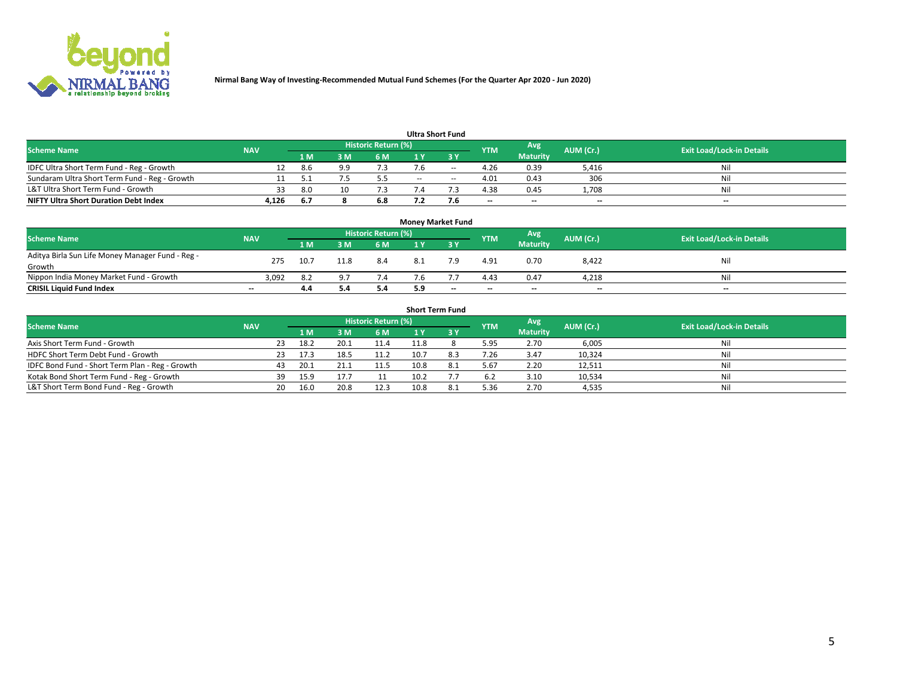Nirmal Bang Way of Investing-Recommended Mutual Fund Schemes (For the Quarter Apr 2020 - Jun 2020)

## Ultra Short Fund

| Scheme Name | NAV | Historic Return (%) | | | | | YTM | Avg Maturity | AUM (Cr.) | Exit Load/Lock-in Details |
|---|---|---|---|---|---|---|---|---|---|---|
| | | 1 M | 3 M | 6 M | 1 Y | 3 Y | | | | |
| IDFC Ultra Short Term Fund - Reg - Growth | 12 | 8.6 | 9.9 | 7.3 | 7.6 | -- | 4.26 | 0.39 | 5,416 | Nil |
| Sundaram Ultra Short Term Fund - Reg - Growth | 11 | 5.1 | 7.5 | 5.5 | -- | -- | 4.01 | 0.43 | 306 | Nil |
| L&T Ultra Short Term Fund - Growth | 33 | 8.0 | 10 | 7.3 | 7.4 | 7.3 | 4.38 | 0.45 | 1,708 | Nil |
| **NIFTY Ultra Short Duration Debt Index** | **4,126** | **6.7** | **8** | **6.8** | **7.2** | **7.6** | **--** | **--** | **--** | **--** |

## Money Market Fund

| Scheme Name | NAV | Historic Return (%) | | | | | YTM | Avg Maturity | AUM (Cr.) | Exit Load/Lock-in Details |
|---|---|---|---|---|---|---|---|---|---|---|
| | | 1 M | 3 M | 6 M | 1 Y | 3 Y | | | | |
| Aditya Birla Sun Life Money Manager Fund - Reg - Growth | 275 | 10.7 | 11.8 | 8.4 | 8.1 | 7.9 | 4.91 | 0.70 | 8,422 | Nil |
| Nippon India Money Market Fund - Growth | 3,092 | 8.2 | 9.7 | 7.4 | 7.6 | 7.7 | 4.43 | 0.47 | 4,218 | Nil |
| **CRISIL Liquid Fund Index** | **--** | **4.4** | **5.4** | **5.4** | **5.9** | **--** | **--** | **--** | **--** | **--** |

## Short Term Fund

| Scheme Name | NAV | Historic Return (%) | | | | | YTM | Avg Maturity | AUM (Cr.) | Exit Load/Lock-in Details |
|---|---|---|---|---|---|---|---|---|---|---|
| | | 1 M | 3 M | 6 M | 1 Y | 3 Y | | | | |
| Axis Short Term Fund - Growth | 23 | 18.2 | 20.1 | 11.4 | 11.8 | 8 | 5.95 | 2.70 | 6,005 | Nil |
| HDFC Short Term Debt Fund - Growth | 23 | 17.3 | 18.5 | 11.2 | 10.7 | 8.3 | 7.26 | 3.47 | 10,324 | Nil |
| IDFC Bond Fund - Short Term Plan - Reg - Growth | 43 | 20.1 | 21.1 | 11.5 | 10.8 | 8.1 | 5.67 | 2.20 | 12,511 | Nil |
| Kotak Bond Short Term Fund - Reg - Growth | 39 | 15.9 | 17.7 | 11 | 10.2 | 7.7 | 6.2 | 3.10 | 10,534 | Nil |
| L&T Short Term Bond Fund - Reg - Growth | 20 | 16.0 | 20.8 | 12.3 | 10.8 | 8.1 | 5.36 | 2.70 | 4,535 | Nil |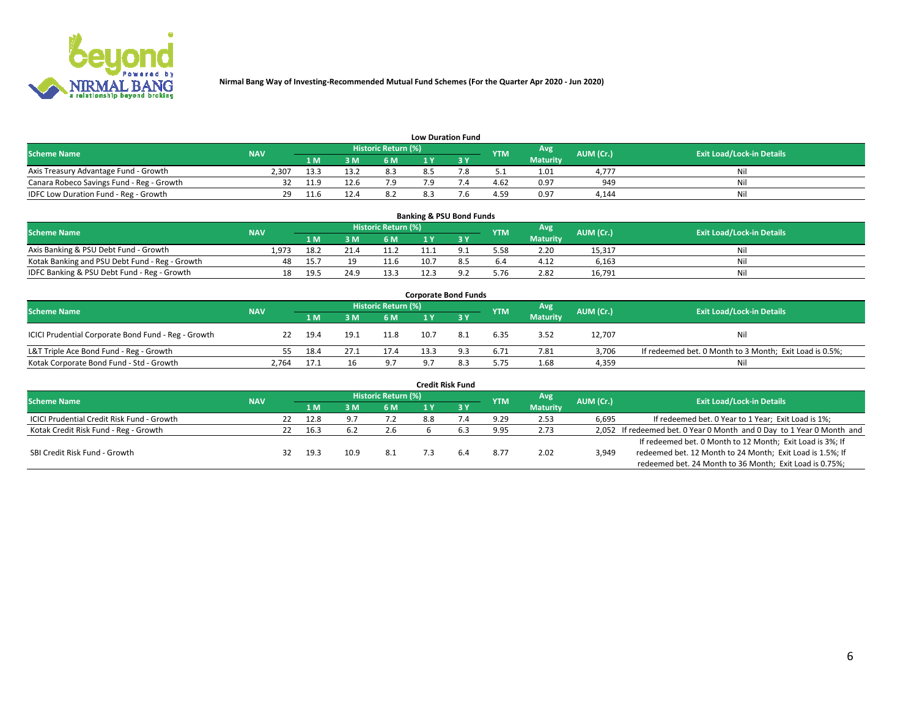**Nirmal Bang Way of Investing-Recommended Mutual Fund Schemes (For the Quarter Apr 2020 - Jun 2020)**

### Low Duration Fund

| Scheme Name | NAV | Historic Return (%) | | | | | YTM | Avg Maturity | AUM (Cr.) | Exit Load/Lock-in Details |
|---|---|---|---|---|---|---|---|---|---|---|
| | | 1 M | 3 M | 6 M | 1 Y | 3 Y | | | | |
| Axis Treasury Advantage Fund - Growth | 2,307 | 13.3 | 13.2 | 8.3 | 8.5 | 7.8 | 5.1 | 1.01 | 4,777 | Nil |
| Canara Robeco Savings Fund - Reg - Growth | 32 | 11.9 | 12.6 | 7.9 | 7.9 | 7.4 | 4.62 | 0.97 | 949 | Nil |
| IDFC Low Duration Fund - Reg - Growth | 29 | 11.6 | 12.4 | 8.2 | 8.3 | 7.6 | 4.59 | 0.97 | 4,144 | Nil |

### Banking & PSU Bond Funds

| Scheme Name | NAV | Historic Return (%) | | | | | YTM | Avg Maturity | AUM (Cr.) | Exit Load/Lock-in Details |
|---|---|---|---|---|---|---|---|---|---|---|
| | | 1 M | 3 M | 6 M | 1 Y | 3 Y | | | | |
| Axis Banking & PSU Debt Fund - Growth | 1,973 | 18.2 | 21.4 | 11.2 | 11.1 | 9.1 | 5.58 | 2.20 | 15,317 | Nil |
| Kotak Banking and PSU Debt Fund - Reg - Growth | 48 | 15.7 | 19 | 11.6 | 10.7 | 8.5 | 6.4 | 4.12 | 6,163 | Nil |
| IDFC Banking & PSU Debt Fund - Reg - Growth | 18 | 19.5 | 24.9 | 13.3 | 12.3 | 9.2 | 5.76 | 2.82 | 16,791 | Nil |

### Corporate Bond Funds

| Scheme Name | NAV | Historic Return (%) | | | | | YTM | Avg Maturity | AUM (Cr.) | Exit Load/Lock-in Details |
|---|---|---|---|---|---|---|---|---|---|---|
| | | 1 M | 3 M | 6 M | 1 Y | 3 Y | | | | |
| ICICI Prudential Corporate Bond Fund - Reg - Growth | 22 | 19.4 | 19.1 | 11.8 | 10.7 | 8.1 | 6.35 | 3.52 | 12,707 | Nil |
| L&T Triple Ace Bond Fund - Reg - Growth | 55 | 18.4 | 27.1 | 17.4 | 13.3 | 9.3 | 6.71 | 7.81 | 3,706 | If redeemed bet. 0 Month to 3 Month; Exit Load is 0.5%; |
| Kotak Corporate Bond Fund - Std - Growth | 2,764 | 17.1 | 16 | 9.7 | 9.7 | 8.3 | 5.75 | 1.68 | 4,359 | Nil |

### Credit Risk Fund

| Scheme Name | NAV | Historic Return (%) | | | | | YTM | Avg Maturity | AUM (Cr.) | Exit Load/Lock-in Details |
|---|---|---|---|---|---|---|---|---|---|---|
| | | 1 M | 3 M | 6 M | 1 Y | 3 Y | | | | |
| ICICI Prudential Credit Risk Fund - Growth | 22 | 12.8 | 9.7 | 7.2 | 8.8 | 7.4 | 9.29 | 2.53 | 6,695 | If redeemed bet. 0 Year to 1 Year; Exit Load is 1%; |
| Kotak Credit Risk Fund - Reg - Growth | 22 | 16.3 | 6.2 | 2.6 | 6 | 6.3 | 9.95 | 2.73 | 2,052 | If redeemed bet. 0 Year 0 Month and 0 Day to 1 Year 0 Month and |
| SBI Credit Risk Fund - Growth | 32 | 19.3 | 10.9 | 8.1 | 7.3 | 6.4 | 8.77 | 2.02 | 3,949 | If redeemed bet. 0 Month to 12 Month; Exit Load is 3%; If redeemed bet. 12 Month to 24 Month; Exit Load is 1.5%; If redeemed bet. 24 Month to 36 Month; Exit Load is 0.75%; |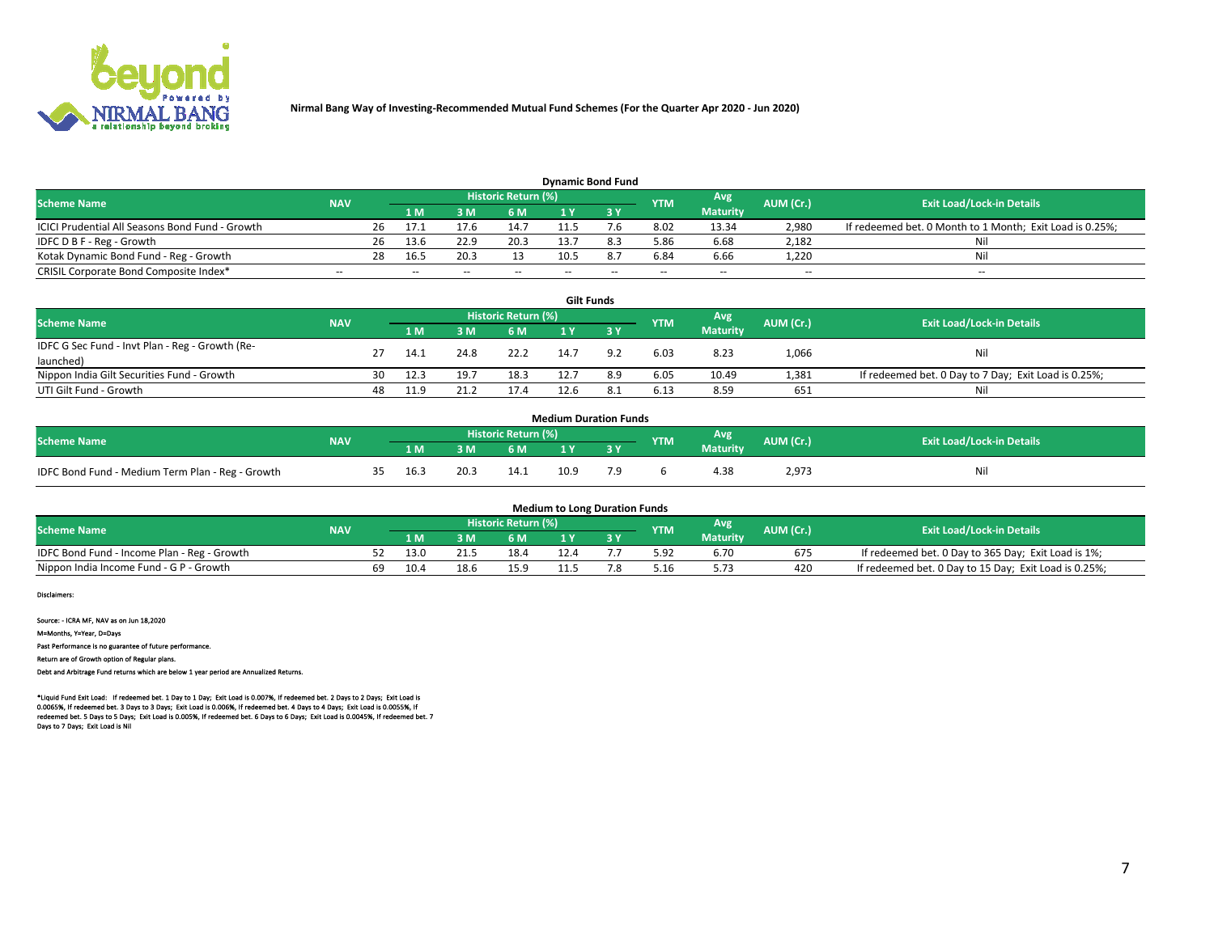Nirmal Bang Way of Investing-Recommended Mutual Fund Schemes (For the Quarter Apr 2020 - Jun 2020)

### Dynamic Bond Fund

| Scheme Name | NAV | Historic Return (%) | | | | | YTM | Avg Maturity | AUM (Cr.) | Exit Load/Lock-in Details |
|---|---|---|---|---|---|---|---|---|---|---|
| | | 1 M | 3 M | 6 M | 1 Y | 3 Y | | | | |
| ICICI Prudential All Seasons Bond Fund - Growth | 26 | 17.1 | 17.6 | 14.7 | 11.5 | 7.6 | 8.02 | 13.34 | 2,980 | If redeemed bet. 0 Month to 1 Month; Exit Load is 0.25%; |
| IDFC D B F - Reg - Growth | 26 | 13.6 | 22.9 | 20.3 | 13.7 | 8.3 | 5.86 | 6.68 | 2,182 | Nil |
| Kotak Dynamic Bond Fund - Reg - Growth | 28 | 16.5 | 20.3 | 13 | 10.5 | 8.7 | 6.84 | 6.66 | 1,220 | Nil |
| CRISIL Corporate Bond Composite Index* | -- | -- | -- | -- | -- | -- | -- | -- | -- | -- |

### Gilt Funds

| Scheme Name | NAV | Historic Return (%) | | | | | YTM | Avg Maturity | AUM (Cr.) | Exit Load/Lock-in Details |
|---|---|---|---|---|---|---|---|---|---|---|
| | | 1 M | 3 M | 6 M | 1 Y | 3 Y | | | | |
| IDFC G Sec Fund - Invt Plan - Reg - Growth (Re-launched) | 27 | 14.1 | 24.8 | 22.2 | 14.7 | 9.2 | 6.03 | 8.23 | 1,066 | Nil |
| Nippon India Gilt Securities Fund - Growth | 30 | 12.3 | 19.7 | 18.3 | 12.7 | 8.9 | 6.05 | 10.49 | 1,381 | If redeemed bet. 0 Day to 7 Day; Exit Load is 0.25%; |
| UTI Gilt Fund - Growth | 48 | 11.9 | 21.2 | 17.4 | 12.6 | 8.1 | 6.13 | 8.59 | 651 | Nil |

### Medium Duration Funds

| Scheme Name | NAV | Historic Return (%) | | | | | YTM | Avg Maturity | AUM (Cr.) | Exit Load/Lock-in Details |
|---|---|---|---|---|---|---|---|---|---|---|
| | | 1 M | 3 M | 6 M | 1 Y | 3 Y | | | | |
| IDFC Bond Fund - Medium Term Plan - Reg - Growth | 35 | 16.3 | 20.3 | 14.1 | 10.9 | 7.9 | 6 | 4.38 | 2,973 | Nil |

### Medium to Long Duration Funds

| Scheme Name | NAV | Historic Return (%) | | | | | YTM | Avg Maturity | AUM (Cr.) | Exit Load/Lock-in Details |
|---|---|---|---|---|---|---|---|---|---|---|
| | | 1 M | 3 M | 6 M | 1 Y | 3 Y | | | | |
| IDFC Bond Fund - Income Plan - Reg - Growth | 52 | 13.0 | 21.5 | 18.4 | 12.4 | 7.7 | 5.92 | 6.70 | 675 | If redeemed bet. 0 Day to 365 Day; Exit Load is 1%; |
| Nippon India Income Fund - G P - Growth | 69 | 10.4 | 18.6 | 15.9 | 11.5 | 7.8 | 5.16 | 5.73 | 420 | If redeemed bet. 0 Day to 15 Day; Exit Load is 0.25%; |

Disclaimers:

Source: - ICRA MF, NAV as on Jun 18,2020

M=Months, Y=Year, D=Days

Past Performance is no guarantee of future performance.

Return are of Growth option of Regular plans.

Debt and Arbitrage Fund returns which are below 1 year period are Annualized Returns.

*Liquid Fund Exit Load: If redeemed bet. 1 Day to 1 Day; Exit Load is 0.007%, If redeemed bet. 2 Days to 2 Days; Exit Load is 0.0065%, If redeemed bet. 3 Days to 3 Days; Exit Load is 0.006%, If redeemed bet. 4 Days to 4 Days; Exit Load is 0.0055%, If redeemed bet. 5 Days to 5 Days; Exit Load is 0.005%, If redeemed bet. 6 Days to 6 Days; Exit Load is 0.0045%, If redeemed bet. 7 Days to 7 Days; Exit Load is Nil